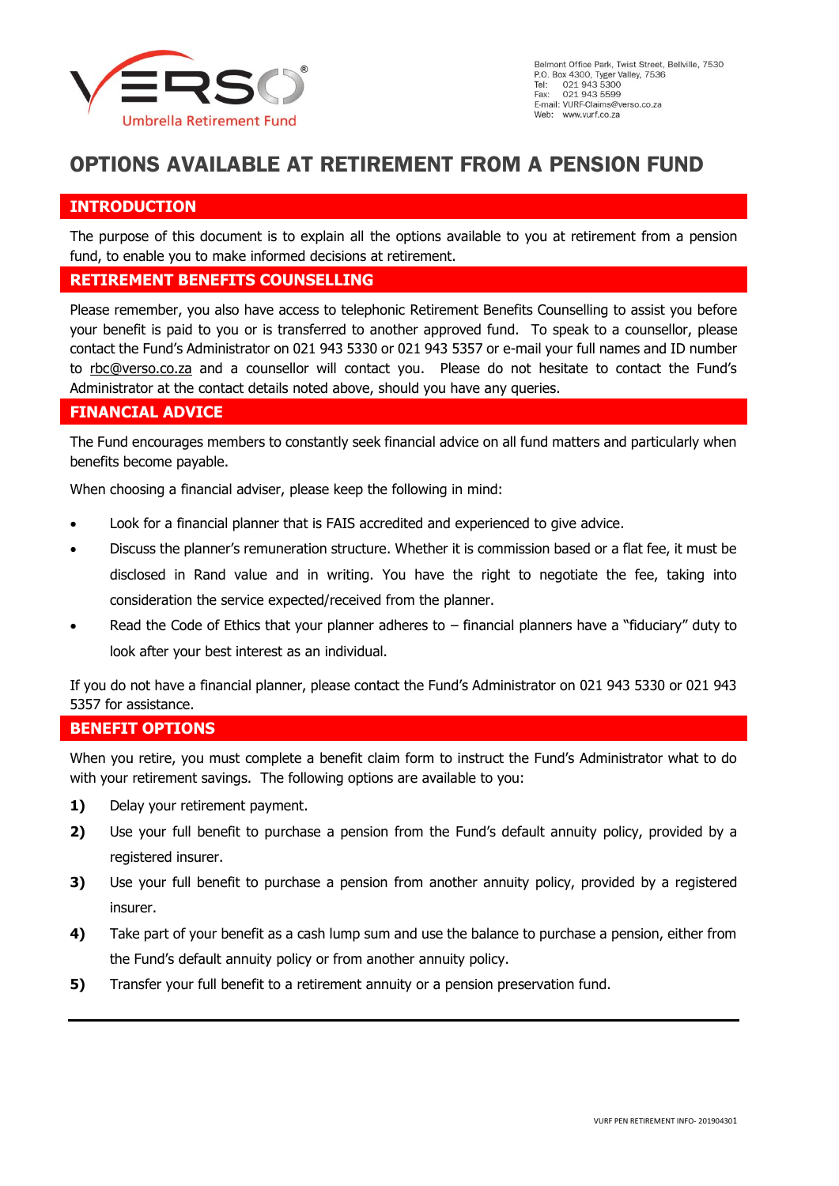Belmont Office Park, Twist Street, Bellville, 7530
P.O. Box 4300, Tyger Valley, 7536
Tel: 021 943 5300
Fax: 021 943 5599
E-mail: VURF-Claims@verso.co.za
Web: www.vurf.co.za

# OPTIONS AVAILABLE AT RETIREMENT FROM A PENSION FUND

## INTRODUCTION

The purpose of this document is to explain all the options available to you at retirement from a pension fund, to enable you to make informed decisions at retirement.

## RETIREMENT BENEFITS COUNSELLING

Please remember, you also have access to telephonic Retirement Benefits Counselling to assist you before your benefit is paid to you or is transferred to another approved fund. To speak to a counsellor, please contact the Fund's Administrator on 021 943 5330 or 021 943 5357 or e-mail your full names and ID number to rbc@verso.co.za and a counsellor will contact you. Please do not hesitate to contact the Fund's Administrator at the contact details noted above, should you have any queries.

## FINANCIAL ADVICE

The Fund encourages members to constantly seek financial advice on all fund matters and particularly when benefits become payable.

When choosing a financial adviser, please keep the following in mind:

- Look for a financial planner that is FAIS accredited and experienced to give advice.
- Discuss the planner's remuneration structure. Whether it is commission based or a flat fee, it must be disclosed in Rand value and in writing. You have the right to negotiate the fee, taking into consideration the service expected/received from the planner.
- Read the Code of Ethics that your planner adheres to – financial planners have a "fiduciary" duty to look after your best interest as an individual.

If you do not have a financial planner, please contact the Fund's Administrator on 021 943 5330 or 021 943 5357 for assistance.

## BENEFIT OPTIONS

When you retire, you must complete a benefit claim form to instruct the Fund's Administrator what to do with your retirement savings. The following options are available to you:

**1)** Delay your retirement payment.

**2)** Use your full benefit to purchase a pension from the Fund's default annuity policy, provided by a registered insurer.

**3)** Use your full benefit to purchase a pension from another annuity policy, provided by a registered insurer.

**4)** Take part of your benefit as a cash lump sum and use the balance to purchase a pension, either from the Fund's default annuity policy or from another annuity policy.

**5)** Transfer your full benefit to a retirement annuity or a pension preservation fund.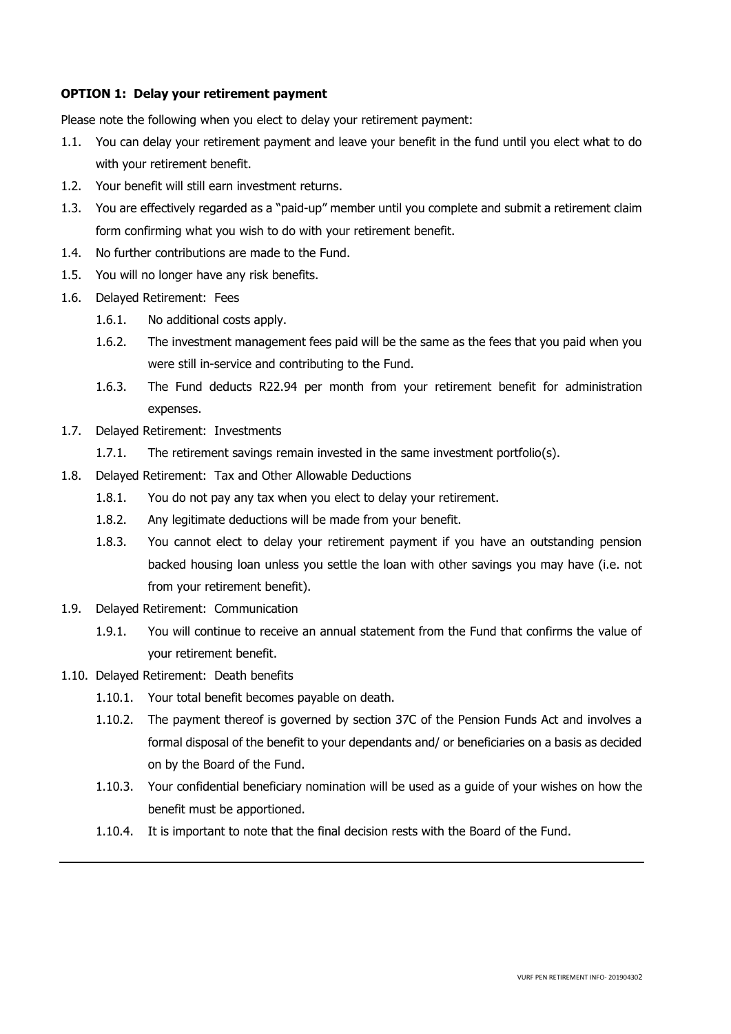**OPTION 1: Delay your retirement payment**

Please note the following when you elect to delay your retirement payment:

- 1.1. You can delay your retirement payment and leave your benefit in the fund until you elect what to do with your retirement benefit.
- 1.2. Your benefit will still earn investment returns.
- 1.3. You are effectively regarded as a "paid-up" member until you complete and submit a retirement claim form confirming what you wish to do with your retirement benefit.
- 1.4. No further contributions are made to the Fund.
- 1.5. You will no longer have any risk benefits.
- 1.6. Delayed Retirement: Fees
  - 1.6.1. No additional costs apply.
  - 1.6.2. The investment management fees paid will be the same as the fees that you paid when you were still in-service and contributing to the Fund.
  - 1.6.3. The Fund deducts R22.94 per month from your retirement benefit for administration expenses.
- 1.7. Delayed Retirement: Investments
  - 1.7.1. The retirement savings remain invested in the same investment portfolio(s).
- 1.8. Delayed Retirement: Tax and Other Allowable Deductions
  - 1.8.1. You do not pay any tax when you elect to delay your retirement.
  - 1.8.2. Any legitimate deductions will be made from your benefit.
  - 1.8.3. You cannot elect to delay your retirement payment if you have an outstanding pension backed housing loan unless you settle the loan with other savings you may have (i.e. not from your retirement benefit).
- 1.9. Delayed Retirement: Communication
  - 1.9.1. You will continue to receive an annual statement from the Fund that confirms the value of your retirement benefit.
- 1.10. Delayed Retirement: Death benefits
  - 1.10.1. Your total benefit becomes payable on death.
  - 1.10.2. The payment thereof is governed by section 37C of the Pension Funds Act and involves a formal disposal of the benefit to your dependants and/ or beneficiaries on a basis as decided on by the Board of the Fund.
  - 1.10.3. Your confidential beneficiary nomination will be used as a guide of your wishes on how the benefit must be apportioned.
  - 1.10.4. It is important to note that the final decision rests with the Board of the Fund.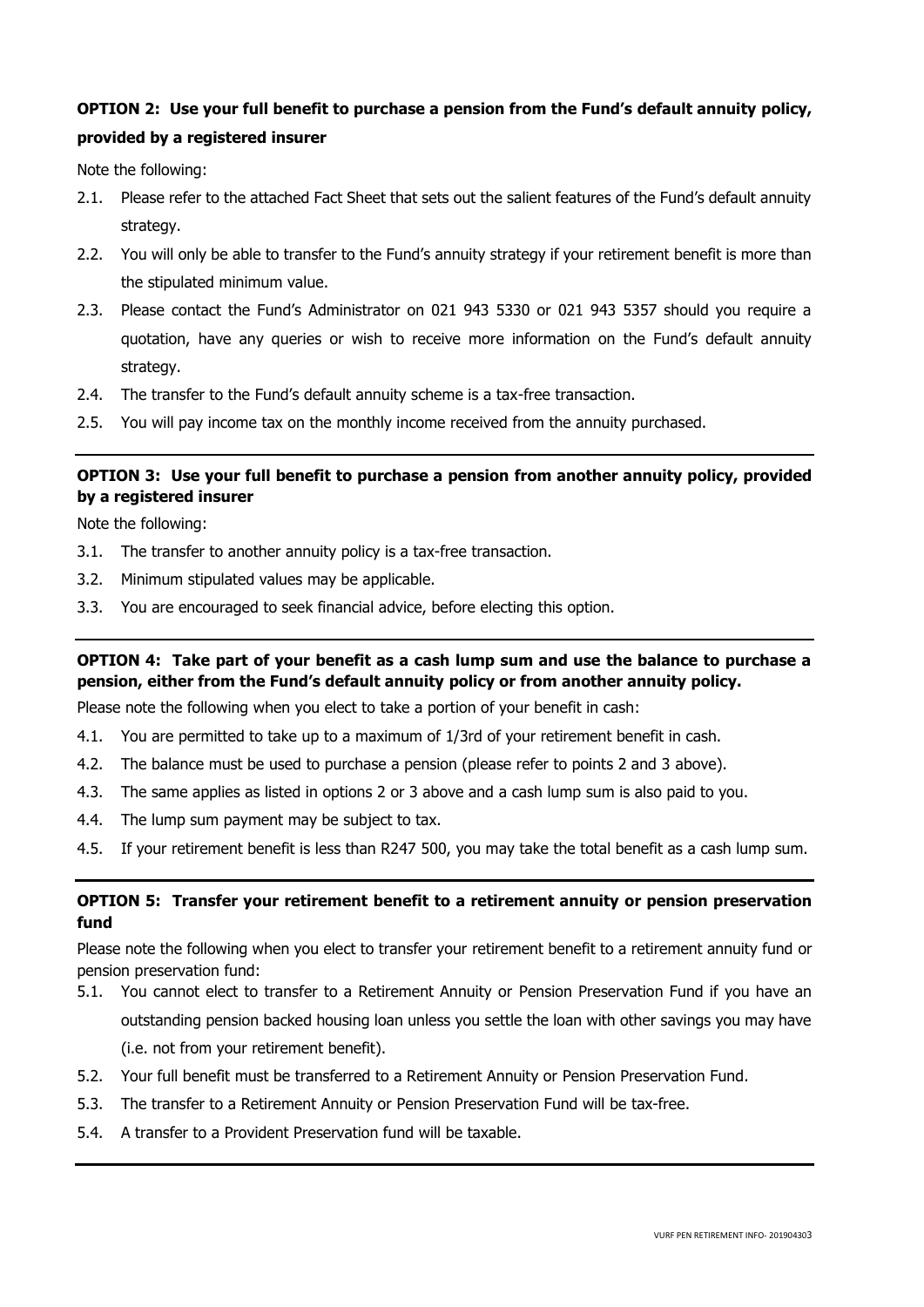**OPTION 2: Use your full benefit to purchase a pension from the Fund's default annuity policy, provided by a registered insurer**

Note the following:

2.1. Please refer to the attached Fact Sheet that sets out the salient features of the Fund's default annuity strategy.

2.2. You will only be able to transfer to the Fund's annuity strategy if your retirement benefit is more than the stipulated minimum value.

2.3. Please contact the Fund's Administrator on 021 943 5330 or 021 943 5357 should you require a quotation, have any queries or wish to receive more information on the Fund's default annuity strategy.

2.4. The transfer to the Fund's default annuity scheme is a tax-free transaction.

2.5. You will pay income tax on the monthly income received from the annuity purchased.

---

**OPTION 3: Use your full benefit to purchase a pension from another annuity policy, provided by a registered insurer**

Note the following:

3.1. The transfer to another annuity policy is a tax-free transaction.

3.2. Minimum stipulated values may be applicable.

3.3. You are encouraged to seek financial advice, before electing this option.

---

**OPTION 4: Take part of your benefit as a cash lump sum and use the balance to purchase a pension, either from the Fund's default annuity policy or from another annuity policy.**

Please note the following when you elect to take a portion of your benefit in cash:

4.1. You are permitted to take up to a maximum of 1/3rd of your retirement benefit in cash.

4.2. The balance must be used to purchase a pension (please refer to points 2 and 3 above).

4.3. The same applies as listed in options 2 or 3 above and a cash lump sum is also paid to you.

4.4. The lump sum payment may be subject to tax.

4.5. If your retirement benefit is less than R247 500, you may take the total benefit as a cash lump sum.

---

**OPTION 5: Transfer your retirement benefit to a retirement annuity or pension preservation fund**

Please note the following when you elect to transfer your retirement benefit to a retirement annuity fund or pension preservation fund:

5.1. You cannot elect to transfer to a Retirement Annuity or Pension Preservation Fund if you have an outstanding pension backed housing loan unless you settle the loan with other savings you may have (i.e. not from your retirement benefit).

5.2. Your full benefit must be transferred to a Retirement Annuity or Pension Preservation Fund.

5.3. The transfer to a Retirement Annuity or Pension Preservation Fund will be tax-free.

5.4. A transfer to a Provident Preservation fund will be taxable.

---